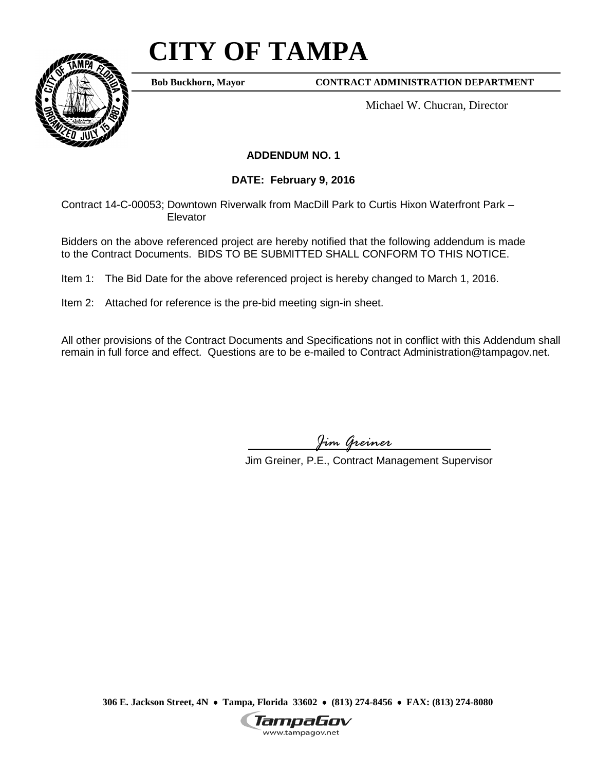# CITY OF TAMPA

**Bob Buckhorn, Mayor** **CONTRACT ADMINISTRATION DEPARTMENT**

Michael W. Chucran, Director

**ADDENDUM NO. 1**

**DATE: February 9, 2016**

Contract 14-C-00053; Downtown Riverwalk from MacDill Park to Curtis Hixon Waterfront Park – Elevator

Bidders on the above referenced project are hereby notified that the following addendum is made to the Contract Documents. BIDS TO BE SUBMITTED SHALL CONFORM TO THIS NOTICE.

Item 1: The Bid Date for the above referenced project is hereby changed to March 1, 2016.

Item 2: Attached for reference is the pre-bid meeting sign-in sheet.

All other provisions of the Contract Documents and Specifications not in conflict with this Addendum shall remain in full force and effect. Questions are to be e-mailed to Contract Administration@tampagov.net.

*Jim Greiner*

Jim Greiner, P.E., Contract Management Supervisor

**306 E. Jackson Street, 4N • Tampa, Florida 33602 • (813) 274-8456 • FAX: (813) 274-8080**

TampaGov
www.tampagov.net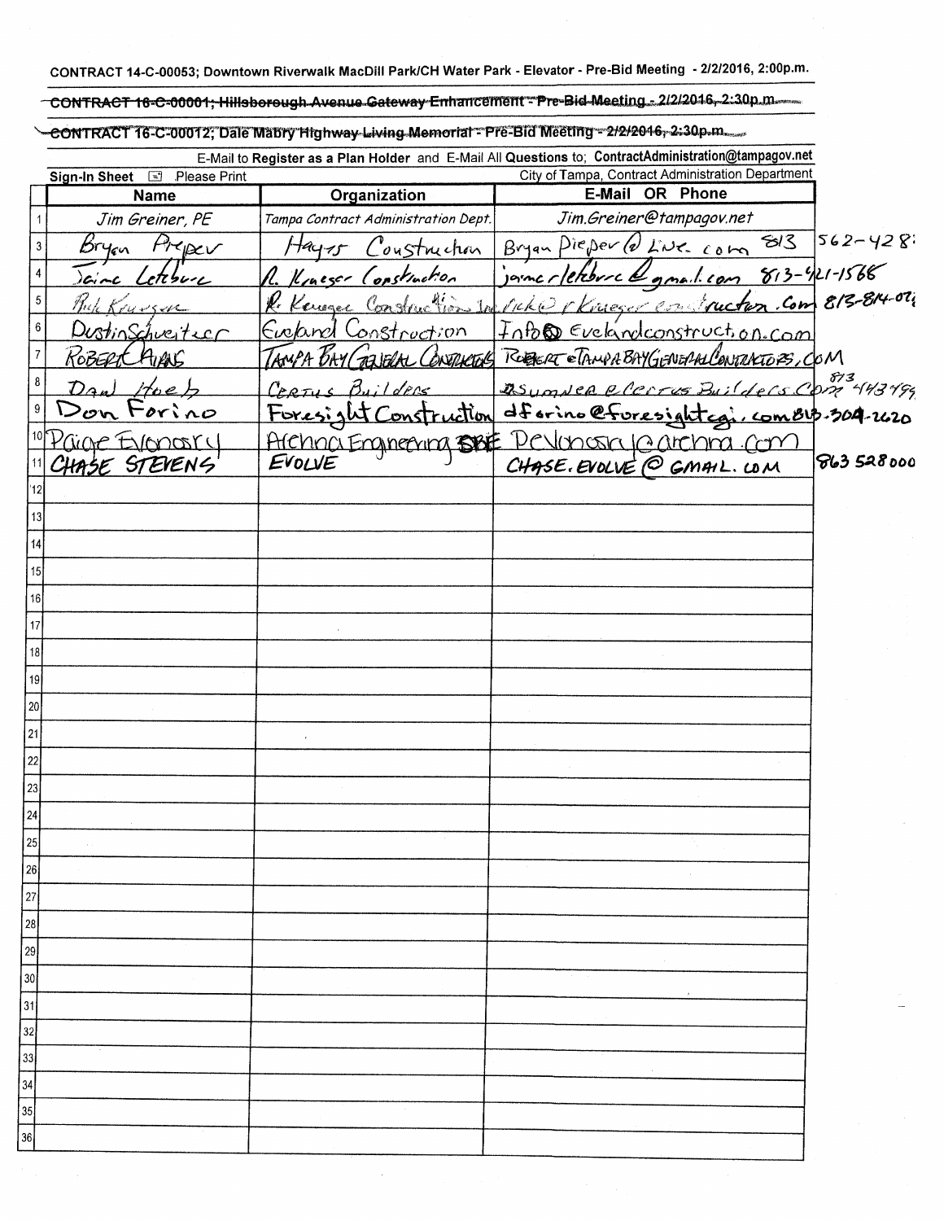CONTRACT 14-C-00053; Downtown Riverwalk MacDill Park/CH Water Park - Elevator - Pre-Bid Meeting - 2/2/2016, 2:00p.m.

~~CONTRACT 16-C-00001; Hillsborough Avenue Gateway Enhancement - Pre-Bid Meeting - 2/2/2016, 2:30p.m.~~

~~CONTRACT 16-C-00012; Dale Mabry Highway Living Memorial - Pre-Bid Meeting - 2/2/2016, 2:30p.m.~~

E-Mail to **Register as a Plan Holder** and E-Mail All **Questions** to; **ContractAdministration@tampagov.net**

**Sign-In Sheet** Please Print

City of Tampa, Contract Administration Department

| | Name | Organization | E-Mail OR Phone | |
|---|---|---|---|---|
| 1 | Jim Greiner, PE | Tampa Contract Administration Dept. | Jim.Greiner@tampagov.net | |
| 3 | Bryan Pieper | Hayes Construction | Bryan Pieper@Live.com 813 | 562-428 |
| 4 | Jaime Lefebvre | R. Krueger Construction | jaime.r.lefebvre@gmail.com 813-421-1568 | |
| 5 | Rick Krueger | R. Krueger Construction Inc. | rick@rkruegerconstruction.com 813-814-07 | |
| 6 | DustinSchweitzer | Eveland Construction | Info@Evelandconstruction.com | |
| 7 | ROBERT AIANS | TAMPA BAY GENERAL CONTRACTORS | ROBERT@TAMPABAYGENERALCONTRACTORS.COM | |
| 8 | Dan Hoeb | Certus Builders | Dsumner@certusBuilders.Com 813 443499 | |
| 9 | Don Forino | Foresight Construction | dforino@foresightcgi.com 813-304-2620 | |
| 10 | Paige Evonosky | Archna Engineering SBE | PEvonosky@archna.com | |
| 11 | CHASE STEVENS | EVOLVE | CHASE.EVOLVE@GMAIL.COM | 863 528000 |
| 12 | | | | |
| 13 | | | | |
| 14 | | | | |
| 15 | | | | |
| 16 | | | | |
| 17 | | | | |
| 18 | | | | |
| 19 | | | | |
| 20 | | | | |
| 21 | | | | |
| 22 | | | | |
| 23 | | | | |
| 24 | | | | |
| 25 | | | | |
| 26 | | | | |
| 27 | | | | |
| 28 | | | | |
| 29 | | | | |
| 30 | | | | |
| 31 | | | | |
| 32 | | | | |
| 33 | | | | |
| 34 | | | | |
| 35 | | | | |
| 36 | | | | |